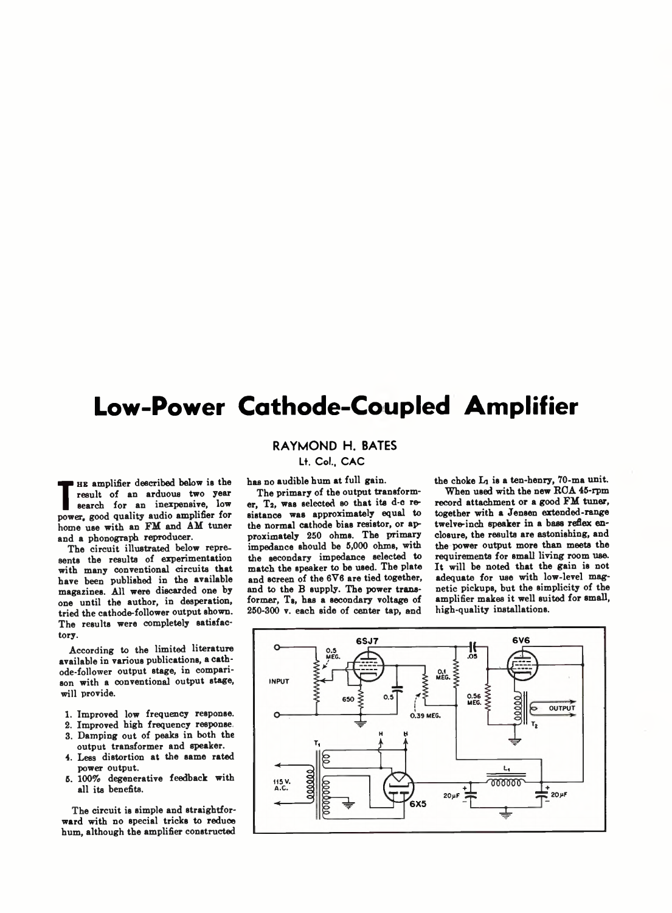# Low-Power Cathode-Coupled Amplifier

**RAYMOND H. BATES**
Lt. Col., CAC

The amplifier described below is the result of an arduous two year search for an inexpensive, low power, good quality audio amplifier for home use with an FM and AM tuner and a phonograph reproducer.

The circuit illustrated below represents the results of experimentation with many conventional circuits that have been published in the available magazines. All were discarded one by one until the author, in desperation, tried the cathode-follower output shown. The results were completely satisfactory.

According to the limited literature available in various publications, a cathode-follower output stage, in comparison with a conventional output stage, will provide.

1. Improved low frequency response.
2. Improved high frequency response.
3. Damping out of peaks in both the output transformer and speaker.
4. Less distortion at the same rated power output.
5. 100% degenerative feedback with all its benefits.

The circuit is simple and straightforward with no special tricks to reduce hum, although the amplifier constructed has no audible hum at full gain.

The primary of the output transformer, $T_2$, was selected so that its d-c resistance was approximately equal to the normal cathode bias resistor, or approximately 250 ohms. The primary impedance should be 5,000 ohms, with the secondary impedance selected to match the speaker to be used. The plate and screen of the 6V6 are tied together, and to the B supply. The power transformer, $T_3$, has a secondary voltage of 250-300 v. each side of center tap, and the choke $L_1$ is a ten-henry, 70-ma unit.

When used with the new RCA 45-rpm record attachment or a good FM tuner, together with a Jensen extended-range twelve-inch speaker in a bass reflex enclosure, the results are astonishing, and the power output more than meets the requirements for small living room use. It will be noted that the gain is not adequate for use with low-level magnetic pickups, but the simplicity of the amplifier makes it well suited for small, high-quality installations.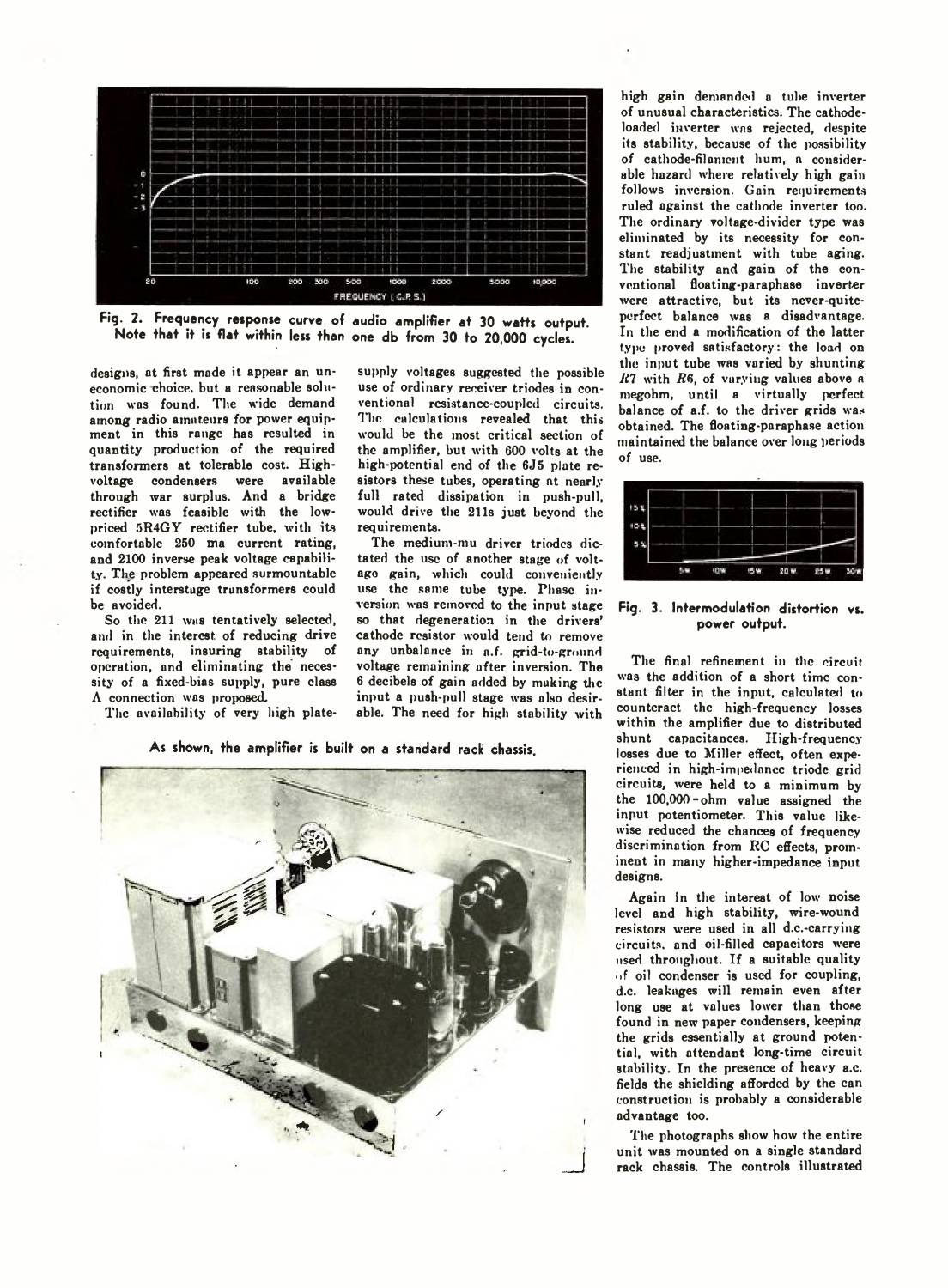0
-1
-2
-3

20 100 200 300 500 1000 2000 5000 10,000

FREQUENCY (C.P.S.)

**Fig. 2. Frequency response curve of audio amplifier at 30 watts output. Note that it is flat within less than one db from 30 to 20,000 cycles.**

designs, at first made it appear an uneconomic choice, but a reasonable solution was found. The wide demand among radio amateurs for power equipment in this range has resulted in quantity production of the required transformers at tolerable cost. High-voltage condensers were available through war surplus. And a bridge rectifier was feasible with the low-priced 5R4GY rectifier tube, with its comfortable 250 ma current rating, and 2100 inverse peak voltage capability. The problem appeared surmountable if costly interstage transformers could be avoided.

So the 211 was tentatively selected, and in the interest of reducing drive requirements, insuring stability of operation, and eliminating the necessity of a fixed-bias supply, pure class A connection was proposed.

The availability of very high plate-supply voltages suggested the possible use of ordinary receiver triodes in conventional resistance-coupled circuits. The calculations revealed that this would be the most critical section of the amplifier, but with 600 volts at the high-potential end of the 6J5 plate resistors these tubes, operating at nearly full rated dissipation in push-pull, would drive the 211s just beyond the requirements.

The medium-mu driver triodes dictated the use of another stage of voltage gain, which could conveniently use the same tube type. Phase inversion was removed to the input stage so that degeneration in the drivers' cathode resistor would tend to remove any unbalance in a.f. grid-to-ground voltage remaining after inversion. The 6 decibels of gain added by making the input a push-pull stage was also desirable. The need for high stability with high gain demanded a tube inverter of unusual characteristics. The cathode-loaded inverter was rejected, despite its stability, because of the possibility of cathode-filament hum, a considerable hazard where relatively high gain follows inversion. Gain requirements ruled against the cathode inverter too. The ordinary voltage-divider type was eliminated by its necessity for constant readjustment with tube aging. The stability and gain of the conventional floating-paraphase inverter were attractive, but its never-quite-perfect balance was a disadvantage. In the end a modification of the latter type proved satisfactory: the load on the input tube was varied by shunting *R7* with *R6*, of varying values above a megohm, until a virtually perfect balance of a.f. to the driver grids was obtained. The floating-paraphase action maintained the balance over long periods of use.

**As shown, the amplifier is built on a standard rack chassis.**

15%
10%
5%

5W 10W 15W 20W 25W 30W

**Fig. 3. Intermodulation distortion vs. power output.**

The final refinement in the circuit was the addition of a short time constant filter in the input, calculated to counteract the high-frequency losses within the amplifier due to distributed shunt capacitances. High-frequency losses due to Miller effect, often experienced in high-impedance triode grid circuits, were held to a minimum by the 100,000-ohm value assigned the input potentiometer. This value likewise reduced the chances of frequency discrimination from RC effects, prominent in many higher-impedance input designs.

Again in the interest of low noise level and high stability, wire-wound resistors were used in all d.c.-carrying circuits, and oil-filled capacitors were used throughout. If a suitable quality of oil condenser is used for coupling, d.c. leakages will remain even after long use at values lower than those found in new paper condensers, keeping the grids essentially at ground potential, with attendant long-time circuit stability. In the presence of heavy a.c. fields the shielding afforded by the can construction is probably a considerable advantage too.

The photographs show how the entire unit was mounted on a single standard rack chassis. The controls illustrated